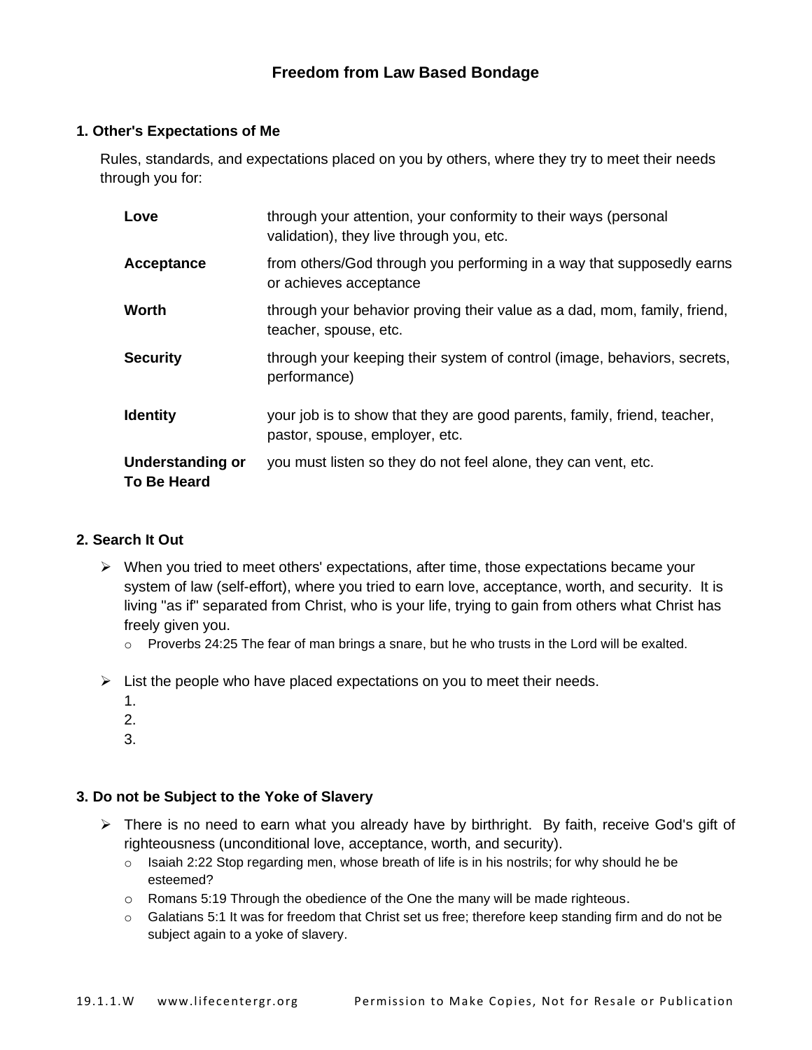# Freedom from Law Based Bondage

## 1. Other's Expectations of Me

Rules, standards, and expectations placed on you by others, where they try to meet their needs through you for:

| | |
|---|---|
| **Love** | through your attention, your conformity to their ways (personal validation), they live through you, etc. |
| **Acceptance** | from others/God through you performing in a way that supposedly earns or achieves acceptance |
| **Worth** | through your behavior proving their value as a dad, mom, family, friend, teacher, spouse, etc. |
| **Security** | through your keeping their system of control (image, behaviors, secrets, performance) |
| **Identity** | your job is to show that they are good parents, family, friend, teacher, pastor, spouse, employer, etc. |
| **Understanding or To Be Heard** | you must listen so they do not feel alone, they can vent, etc. |

## 2. Search It Out

- When you tried to meet others' expectations, after time, those expectations became your system of law (self-effort), where you tried to earn love, acceptance, worth, and security. It is living "as if" separated from Christ, who is your life, trying to gain from others what Christ has freely given you.
  - Proverbs 24:25 The fear of man brings a snare, but he who trusts in the Lord will be exalted.

- List the people who have placed expectations on you to meet their needs.
  1.
  2.
  3.

## 3. Do not be Subject to the Yoke of Slavery

- There is no need to earn what you already have by birthright. By faith, receive God's gift of righteousness (unconditional love, acceptance, worth, and security).
  - Isaiah 2:22 Stop regarding men, whose breath of life is in his nostrils; for why should he be esteemed?
  - Romans 5:19 Through the obedience of the One the many will be made righteous.
  - Galatians 5:1 It was for freedom that Christ set us free; therefore keep standing firm and do not be subject again to a yoke of slavery.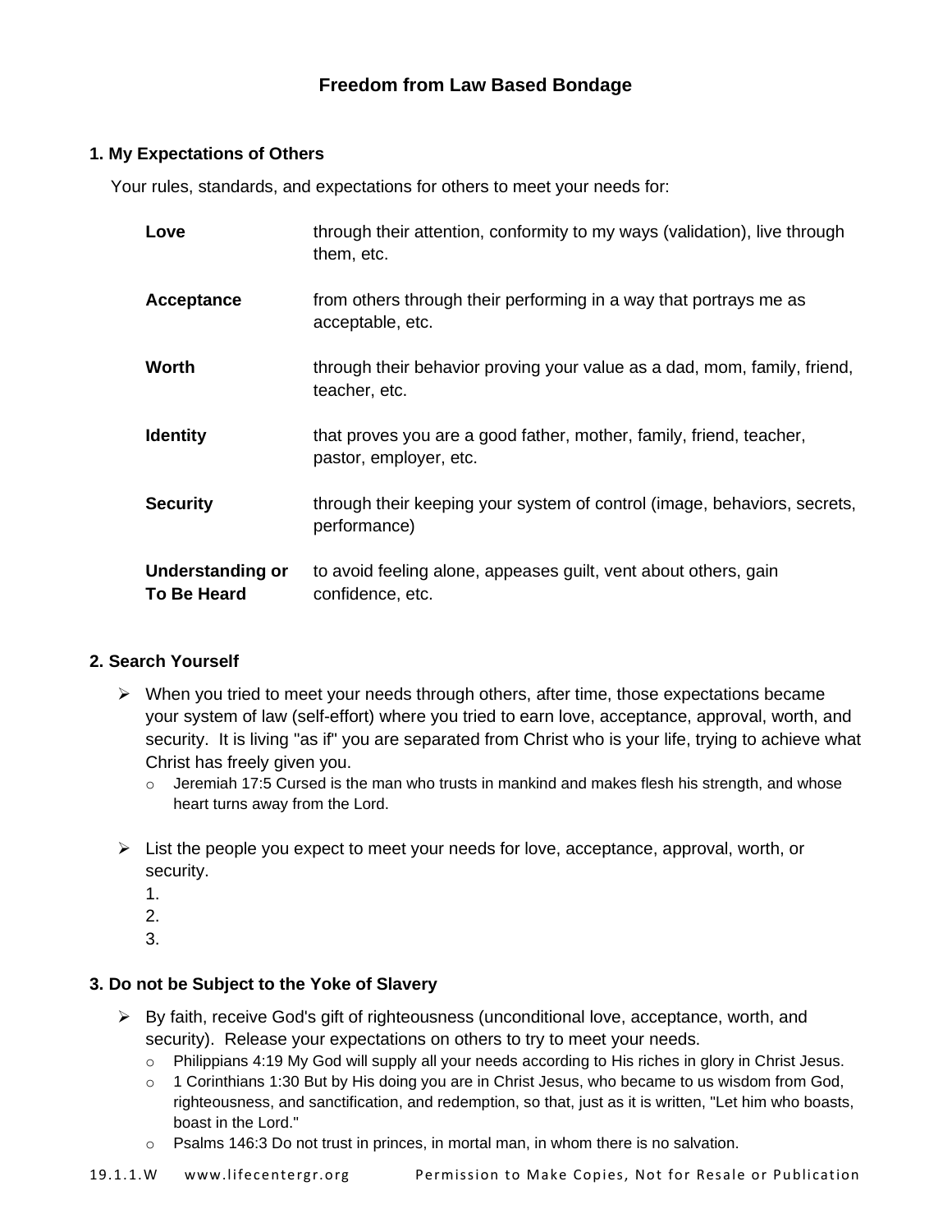# Freedom from Law Based Bondage

## 1. My Expectations of Others

Your rules, standards, and expectations for others to meet your needs for:

| | |
|---|---|
| **Love** | through their attention, conformity to my ways (validation), live through them, etc. |
| **Acceptance** | from others through their performing in a way that portrays me as acceptable, etc. |
| **Worth** | through their behavior proving your value as a dad, mom, family, friend, teacher, etc. |
| **Identity** | that proves you are a good father, mother, family, friend, teacher, pastor, employer, etc. |
| **Security** | through their keeping your system of control (image, behaviors, secrets, performance) |
| **Understanding or To Be Heard** | to avoid feeling alone, appeases guilt, vent about others, gain confidence, etc. |

## 2. Search Yourself

- When you tried to meet your needs through others, after time, those expectations became your system of law (self-effort) where you tried to earn love, acceptance, approval, worth, and security. It is living "as if" you are separated from Christ who is your life, trying to achieve what Christ has freely given you.
  - Jeremiah 17:5 Cursed is the man who trusts in mankind and makes flesh his strength, and whose heart turns away from the Lord.

- List the people you expect to meet your needs for love, acceptance, approval, worth, or security.
  1.
  2.
  3.

## 3. Do not be Subject to the Yoke of Slavery

- By faith, receive God's gift of righteousness (unconditional love, acceptance, worth, and security). Release your expectations on others to try to meet your needs.
  - Philippians 4:19 My God will supply all your needs according to His riches in glory in Christ Jesus.
  - 1 Corinthians 1:30 But by His doing you are in Christ Jesus, who became to us wisdom from God, righteousness, and sanctification, and redemption, so that, just as it is written, "Let him who boasts, boast in the Lord."
  - Psalms 146:3 Do not trust in princes, in mortal man, in whom there is no salvation.

19.1.1.W www.lifecentergr.org Permission to Make Copies, Not for Resale or Publication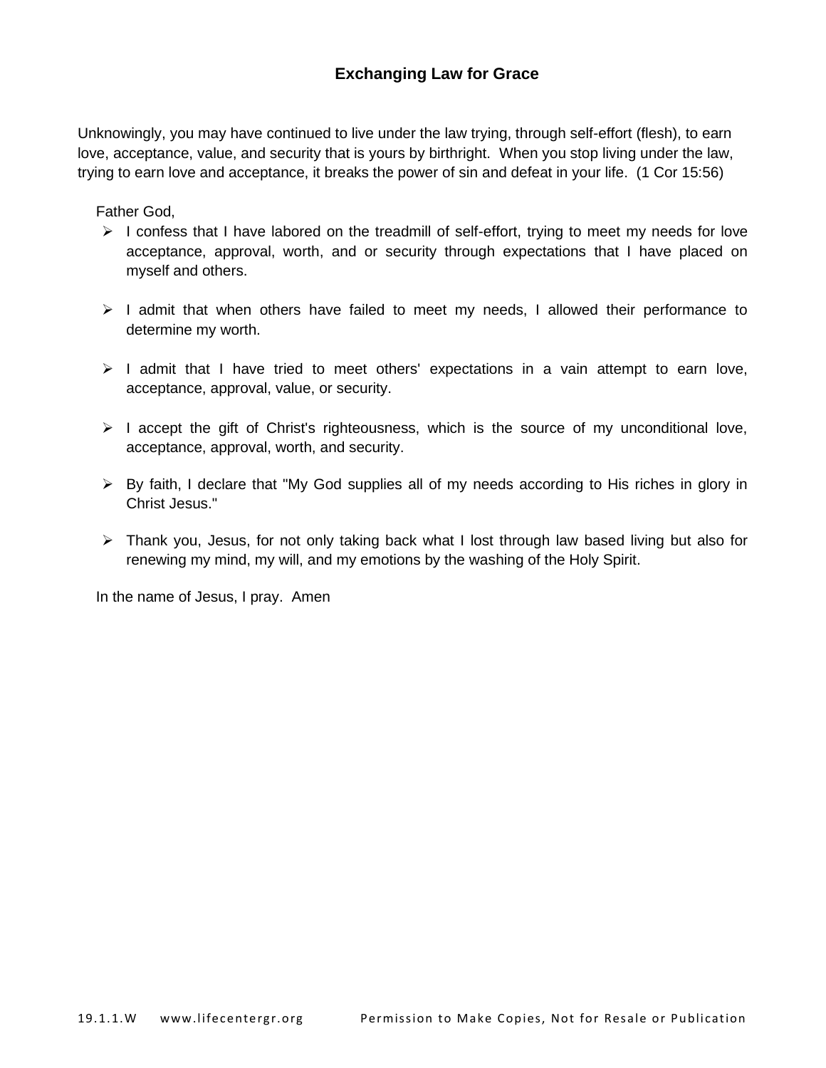## Exchanging Law for Grace

Unknowingly, you may have continued to live under the law trying, through self-effort (flesh), to earn love, acceptance, value, and security that is yours by birthright. When you stop living under the law, trying to earn love and acceptance, it breaks the power of sin and defeat in your life. (1 Cor 15:56)

Father God,

- I confess that I have labored on the treadmill of self-effort, trying to meet my needs for love acceptance, approval, worth, and or security through expectations that I have placed on myself and others.
- I admit that when others have failed to meet my needs, I allowed their performance to determine my worth.
- I admit that I have tried to meet others' expectations in a vain attempt to earn love, acceptance, approval, value, or security.
- I accept the gift of Christ's righteousness, which is the source of my unconditional love, acceptance, approval, worth, and security.
- By faith, I declare that "My God supplies all of my needs according to His riches in glory in Christ Jesus."
- Thank you, Jesus, for not only taking back what I lost through law based living but also for renewing my mind, my will, and my emotions by the washing of the Holy Spirit.

In the name of Jesus, I pray. Amen

19.1.1.W www.lifecentergr.org Permission to Make Copies, Not for Resale or Publication